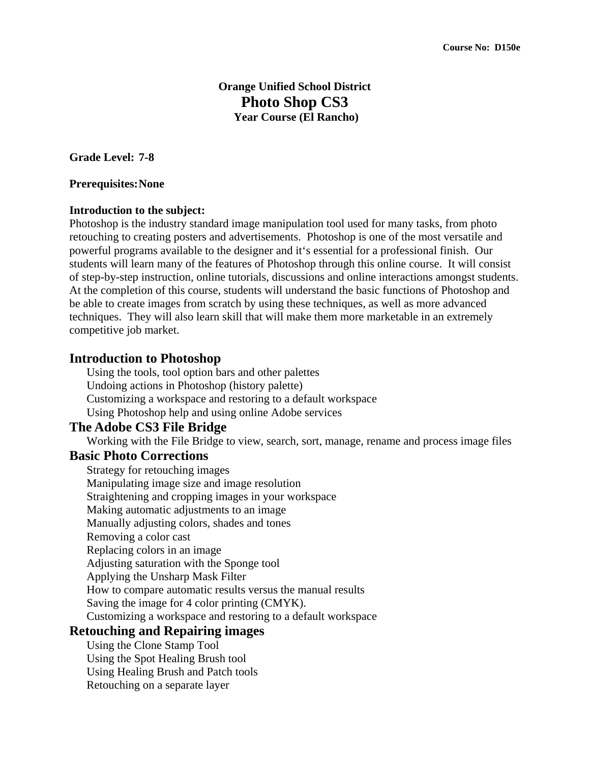**Course No: D150e**

**Orange Unified School District**

# Photo Shop CS3

**Year Course (El Rancho)**

**Grade Level: 7-8**

**Prerequisites: None**

**Introduction to the subject:**

Photoshop is the industry standard image manipulation tool used for many tasks, from photo retouching to creating posters and advertisements. Photoshop is one of the most versatile and powerful programs available to the designer and it's essential for a professional finish. Our students will learn many of the features of Photoshop through this online course. It will consist of step-by-step instruction, online tutorials, discussions and online interactions amongst students. At the completion of this course, students will understand the basic functions of Photoshop and be able to create images from scratch by using these techniques, as well as more advanced techniques. They will also learn skill that will make them more marketable in an extremely competitive job market.

## Introduction to Photoshop

Using the tools, tool option bars and other palettes
Undoing actions in Photoshop (history palette)
Customizing a workspace and restoring to a default workspace
Using Photoshop help and using online Adobe services

## The Adobe CS3 File Bridge

Working with the File Bridge to view, search, sort, manage, rename and process image files

## Basic Photo Corrections

Strategy for retouching images
Manipulating image size and image resolution
Straightening and cropping images in your workspace
Making automatic adjustments to an image
Manually adjusting colors, shades and tones
Removing a color cast
Replacing colors in an image
Adjusting saturation with the Sponge tool
Applying the Unsharp Mask Filter
How to compare automatic results versus the manual results
Saving the image for 4 color printing (CMYK).
Customizing a workspace and restoring to a default workspace

## Retouching and Repairing images

Using the Clone Stamp Tool
Using the Spot Healing Brush tool
Using Healing Brush and Patch tools
Retouching on a separate layer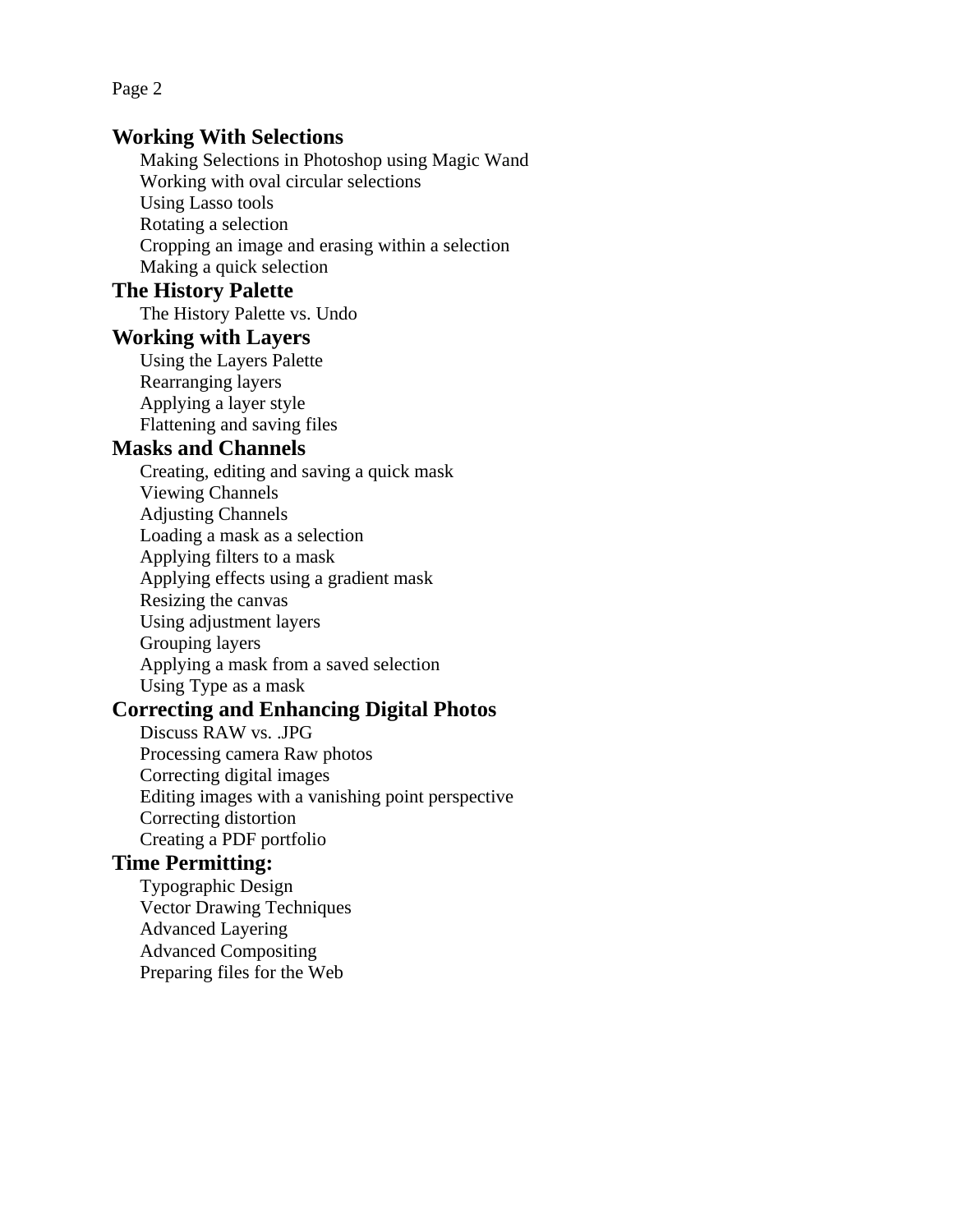## Working With Selections

- Making Selections in Photoshop using Magic Wand
- Working with oval circular selections
- Using Lasso tools
- Rotating a selection
- Cropping an image and erasing within a selection
- Making a quick selection

## The History Palette

- The History Palette vs. Undo

## Working with Layers

- Using the Layers Palette
- Rearranging layers
- Applying a layer style
- Flattening and saving files

## Masks and Channels

- Creating, editing and saving a quick mask
- Viewing Channels
- Adjusting Channels
- Loading a mask as a selection
- Applying filters to a mask
- Applying effects using a gradient mask
- Resizing the canvas
- Using adjustment layers
- Grouping layers
- Applying a mask from a saved selection
- Using Type as a mask

## Correcting and Enhancing Digital Photos

- Discuss RAW vs. .JPG
- Processing camera Raw photos
- Correcting digital images
- Editing images with a vanishing point perspective
- Correcting distortion
- Creating a PDF portfolio

## Time Permitting:

- Typographic Design
- Vector Drawing Techniques
- Advanced Layering
- Advanced Compositing
- Preparing files for the Web